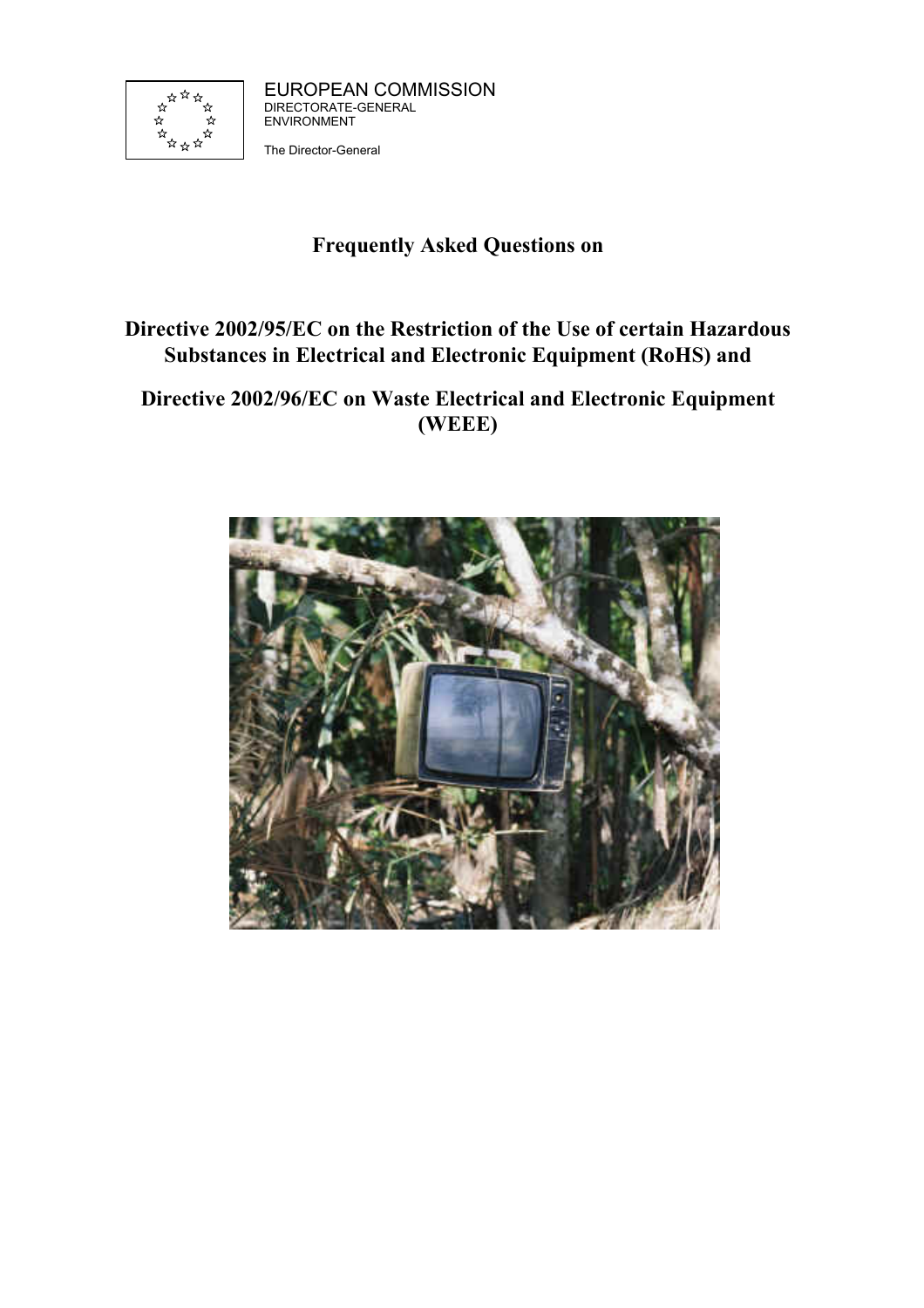EUROPEAN COMMISSION
DIRECTORATE-GENERAL
ENVIRONMENT

The Director-General

# Frequently Asked Questions on

# Directive 2002/95/EC on the Restriction of the Use of certain Hazardous Substances in Electrical and Electronic Equipment (RoHS) and

# Directive 2002/96/EC on Waste Electrical and Electronic Equipment (WEEE)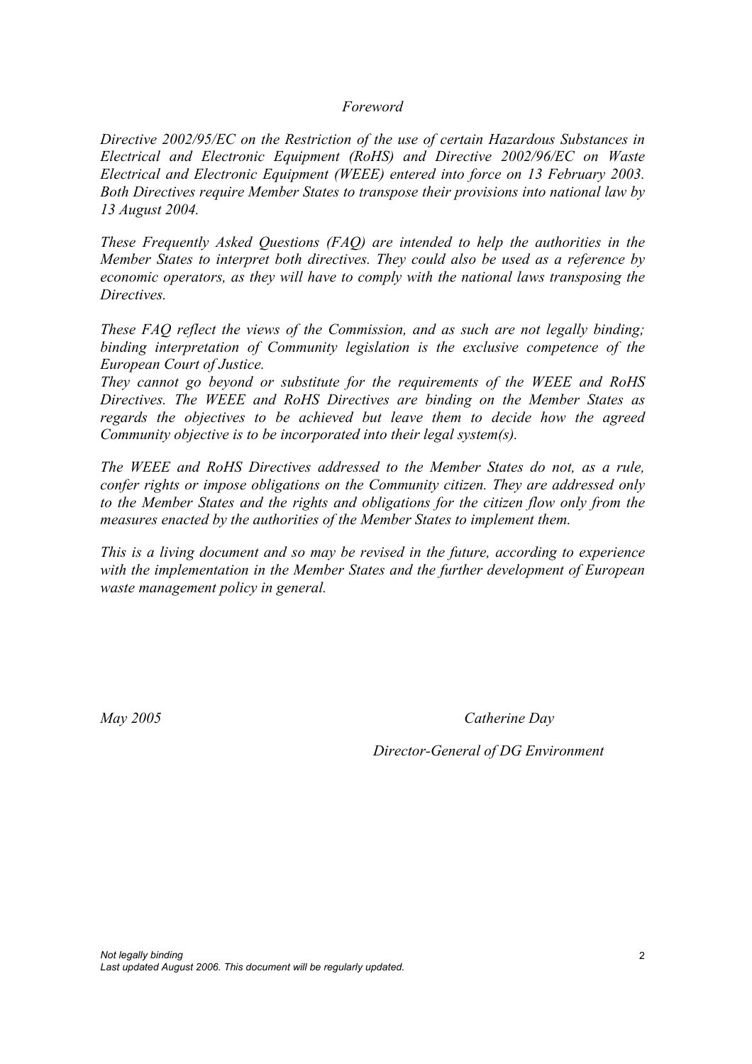*Foreword*

*Directive 2002/95/EC on the Restriction of the use of certain Hazardous Substances in Electrical and Electronic Equipment (RoHS) and Directive 2002/96/EC on Waste Electrical and Electronic Equipment (WEEE) entered into force on 13 February 2003. Both Directives require Member States to transpose their provisions into national law by 13 August 2004.*

*These Frequently Asked Questions (FAQ) are intended to help the authorities in the Member States to interpret both directives. They could also be used as a reference by economic operators, as they will have to comply with the national laws transposing the Directives.*

*These FAQ reflect the views of the Commission, and as such are not legally binding; binding interpretation of Community legislation is the exclusive competence of the European Court of Justice.*

*They cannot go beyond or substitute for the requirements of the WEEE and RoHS Directives. The WEEE and RoHS Directives are binding on the Member States as regards the objectives to be achieved but leave them to decide how the agreed Community objective is to be incorporated into their legal system(s).*

*The WEEE and RoHS Directives addressed to the Member States do not, as a rule, confer rights or impose obligations on the Community citizen. They are addressed only to the Member States and the rights and obligations for the citizen flow only from the measures enacted by the authorities of the Member States to implement them.*

*This is a living document and so may be revised in the future, according to experience with the implementation in the Member States and the further development of European waste management policy in general.*

*May 2005* *Catherine Day*

*Director-General of DG Environment*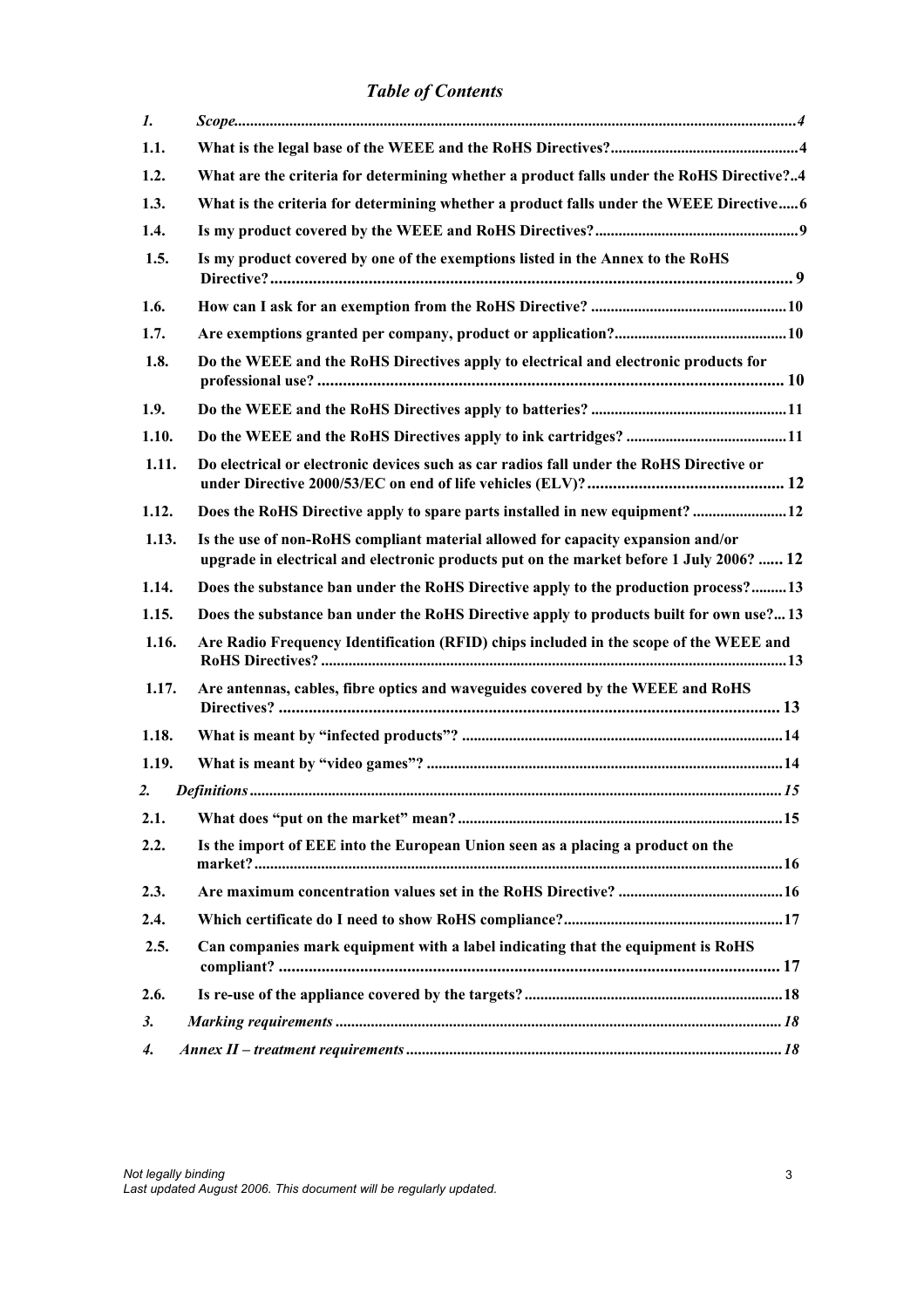## *Table of Contents*

| | | |
|---|---|---|
| *1.* | *Scope* | *4* |
| **1.1.** | **What is the legal base of the WEEE and the RoHS Directives?** | **4** |
| **1.2.** | **What are the criteria for determining whether a product falls under the RoHS Directive?** | **4** |
| **1.3.** | **What is the criteria for determining whether a product falls under the WEEE Directive** | **6** |
| **1.4.** | **Is my product covered by the WEEE and RoHS Directives?** | **9** |
| **1.5.** | **Is my product covered by one of the exemptions listed in the Annex to the RoHS Directive?** | **9** |
| **1.6.** | **How can I ask for an exemption from the RoHS Directive?** | **10** |
| **1.7.** | **Are exemptions granted per company, product or application?** | **10** |
| **1.8.** | **Do the WEEE and the RoHS Directives apply to electrical and electronic products for professional use?** | **10** |
| **1.9.** | **Do the WEEE and the RoHS Directives apply to batteries?** | **11** |
| **1.10.** | **Do the WEEE and the RoHS Directives apply to ink cartridges?** | **11** |
| **1.11.** | **Do electrical or electronic devices such as car radios fall under the RoHS Directive or under Directive 2000/53/EC on end of life vehicles (ELV)?** | **12** |
| **1.12.** | **Does the RoHS Directive apply to spare parts installed in new equipment?** | **12** |
| **1.13.** | **Is the use of non-RoHS compliant material allowed for capacity expansion and/or upgrade in electrical and electronic products put on the market before 1 July 2006?** | **12** |
| **1.14.** | **Does the substance ban under the RoHS Directive apply to the production process?** | **13** |
| **1.15.** | **Does the substance ban under the RoHS Directive apply to products built for own use?** | **13** |
| **1.16.** | **Are Radio Frequency Identification (RFID) chips included in the scope of the WEEE and RoHS Directives?** | **13** |
| **1.17.** | **Are antennas, cables, fibre optics and waveguides covered by the WEEE and RoHS Directives?** | **13** |
| **1.18.** | **What is meant by "infected products"?** | **14** |
| **1.19.** | **What is meant by "video games"?** | **14** |
| *2.* | *Definitions* | *15* |
| **2.1.** | **What does "put on the market" mean?** | **15** |
| **2.2.** | **Is the import of EEE into the European Union seen as a placing a product on the market?** | **16** |
| **2.3.** | **Are maximum concentration values set in the RoHS Directive?** | **16** |
| **2.4.** | **Which certificate do I need to show RoHS compliance?** | **17** |
| **2.5.** | **Can companies mark equipment with a label indicating that the equipment is RoHS compliant?** | **17** |
| **2.6.** | **Is re-use of the appliance covered by the targets?** | **18** |
| *3.* | *Marking requirements* | *18* |
| *4.* | *Annex II – treatment requirements* | *18* |

*Not legally binding*
*Last updated August 2006. This document will be regularly updated.*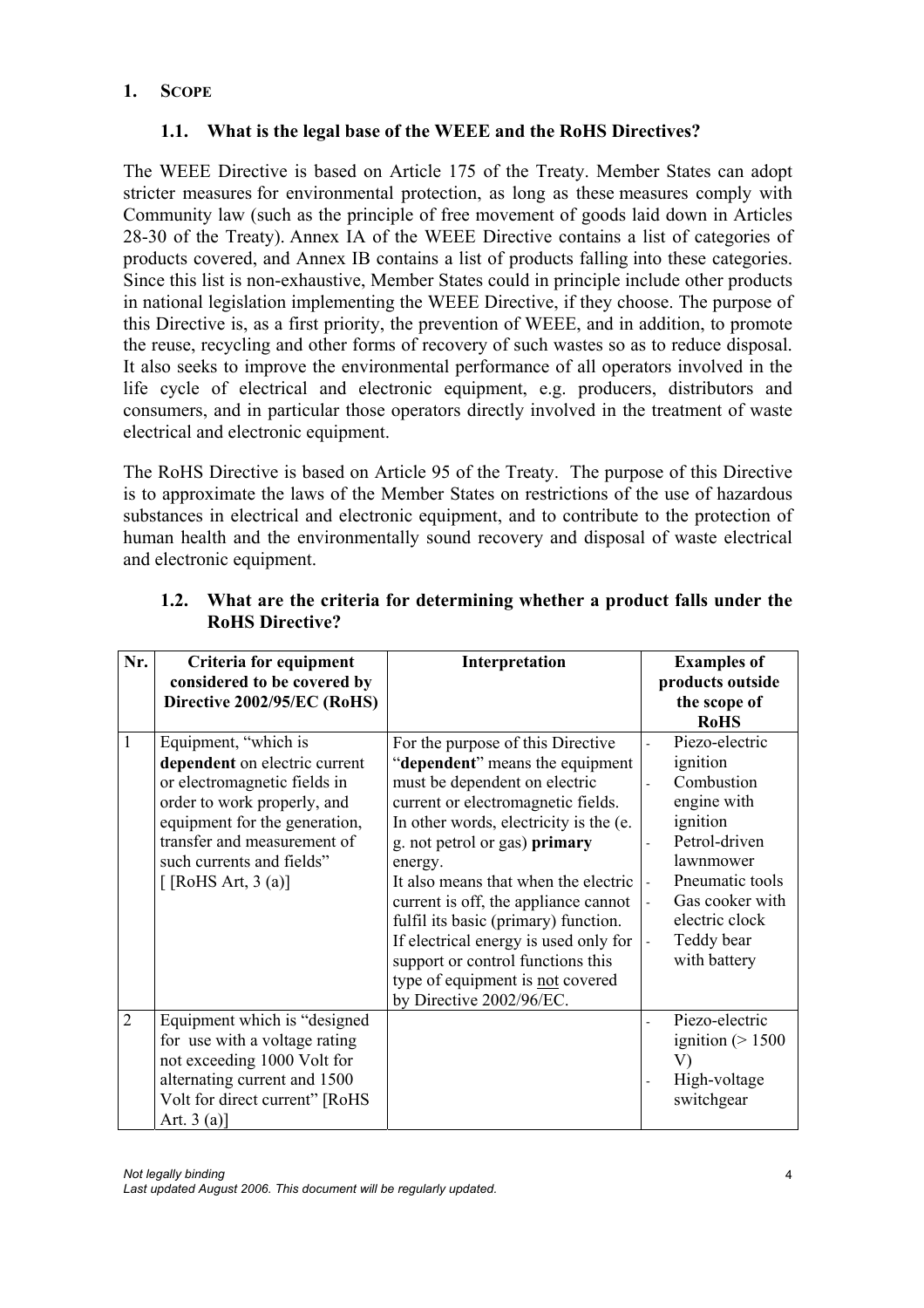## 1. SCOPE

### 1.1. What is the legal base of the WEEE and the RoHS Directives?

The WEEE Directive is based on Article 175 of the Treaty. Member States can adopt stricter measures for environmental protection, as long as these measures comply with Community law (such as the principle of free movement of goods laid down in Articles 28-30 of the Treaty). Annex IA of the WEEE Directive contains a list of categories of products covered, and Annex IB contains a list of products falling into these categories. Since this list is non-exhaustive, Member States could in principle include other products in national legislation implementing the WEEE Directive, if they choose. The purpose of this Directive is, as a first priority, the prevention of WEEE, and in addition, to promote the reuse, recycling and other forms of recovery of such wastes so as to reduce disposal. It also seeks to improve the environmental performance of all operators involved in the life cycle of electrical and electronic equipment, e.g. producers, distributors and consumers, and in particular those operators directly involved in the treatment of waste electrical and electronic equipment.

The RoHS Directive is based on Article 95 of the Treaty. The purpose of this Directive is to approximate the laws of the Member States on restrictions of the use of hazardous substances in electrical and electronic equipment, and to contribute to the protection of human health and the environmentally sound recovery and disposal of waste electrical and electronic equipment.

### 1.2. What are the criteria for determining whether a product falls under the RoHS Directive?

| Nr. | Criteria for equipment considered to be covered by Directive 2002/95/EC (RoHS) | Interpretation | Examples of products outside the scope of RoHS |
|---|---|---|---|
| 1 | Equipment, "which is **dependent** on electric current or electromagnetic fields in order to work properly, and equipment for the generation, transfer and measurement of such currents and fields" [ [RoHS Art, 3 (a)] | For the purpose of this Directive "**dependent**" means the equipment must be dependent on electric current or electromagnetic fields. In other words, electricity is the (e. g. not petrol or gas) **primary** energy.<br>It also means that when the electric current is off, the appliance cannot fulfil its basic (primary) function. If electrical energy is used only for support or control functions this type of equipment is not covered by Directive 2002/96/EC. | - Piezo-electric ignition<br>- Combustion engine with ignition<br>- Petrol-driven lawnmower<br>- Pneumatic tools<br>- Gas cooker with electric clock<br>- Teddy bear with battery |
| 2 | Equipment which is "designed for use with a voltage rating not exceeding 1000 Volt for alternating current and 1500 Volt for direct current" [RoHS Art. 3 (a)] | | - Piezo-electric ignition (> 1500 V)<br>- High-voltage switchgear |

*Not legally binding*
*Last updated August 2006. This document will be regularly updated.*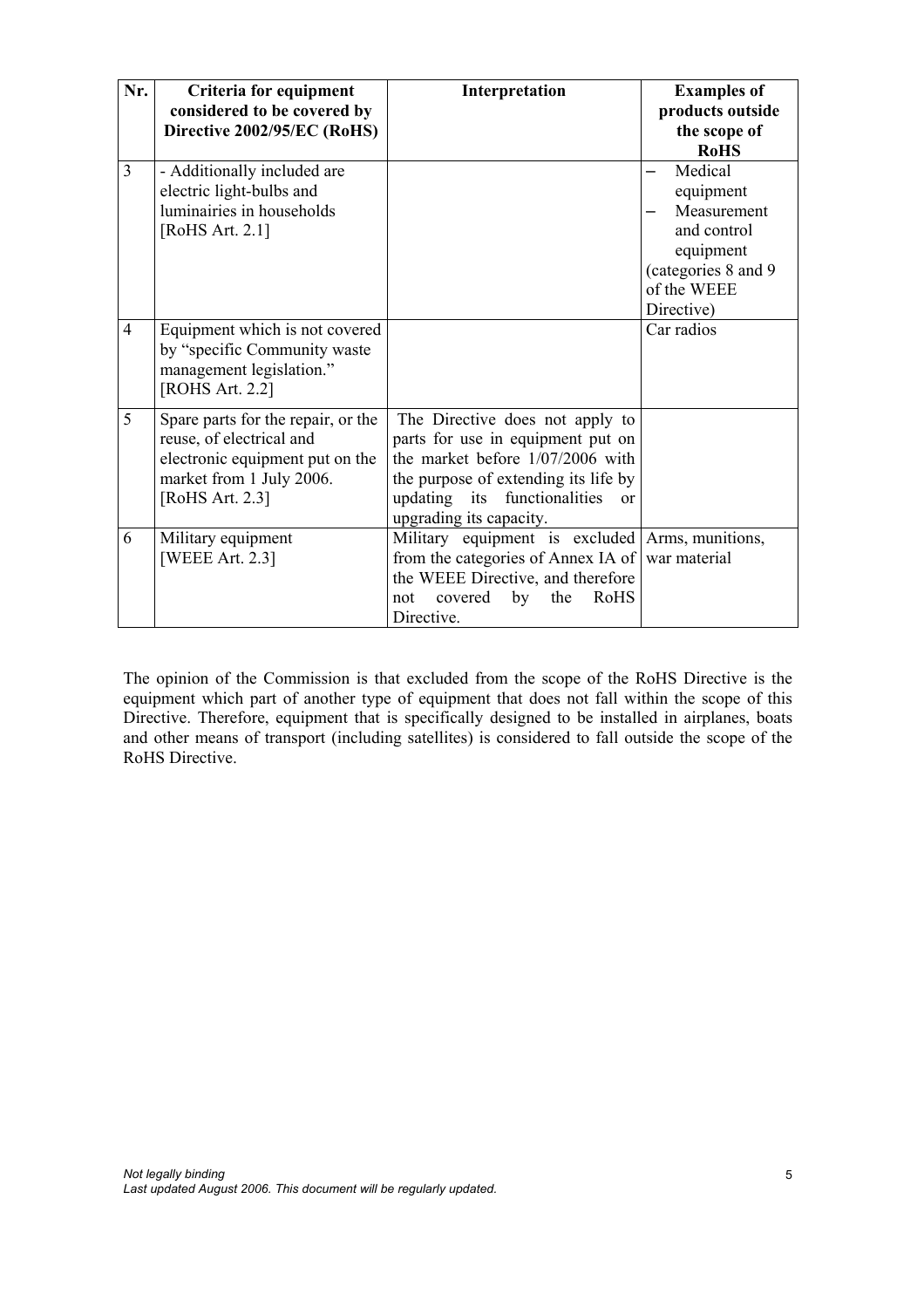| Nr. | Criteria for equipment considered to be covered by Directive 2002/95/EC (RoHS) | Interpretation | Examples of products outside the scope of RoHS |
|---|---|---|---|
| 3 | - Additionally included are electric light-bulbs and luminairies in households [RoHS Art. 2.1] | | – Medical equipment<br>– Measurement and control equipment<br>(categories 8 and 9 of the WEEE Directive) |
| 4 | Equipment which is not covered by "specific Community waste management legislation." [ROHS Art. 2.2] | | Car radios |
| 5 | Spare parts for the repair, or the reuse, of electrical and electronic equipment put on the market from 1 July 2006. [RoHS Art. 2.3] | The Directive does not apply to parts for use in equipment put on the market before 1/07/2006 with the purpose of extending its life by updating its functionalities or upgrading its capacity. | |
| 6 | Military equipment [WEEE Art. 2.3] | Military equipment is excluded from the categories of Annex IA of the WEEE Directive, and therefore not covered by the RoHS Directive. | Arms, munitions, war material |

The opinion of the Commission is that excluded from the scope of the RoHS Directive is the equipment which part of another type of equipment that does not fall within the scope of this Directive. Therefore, equipment that is specifically designed to be installed in airplanes, boats and other means of transport (including satellites) is considered to fall outside the scope of the RoHS Directive.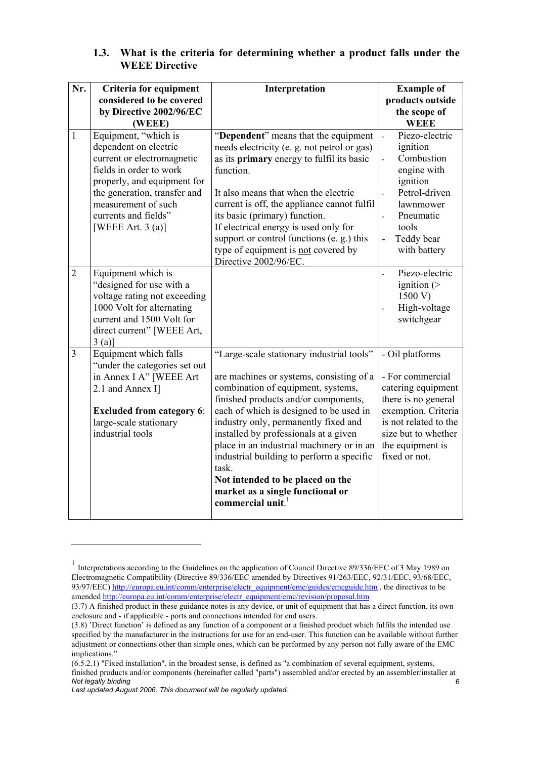### 1.3. What is the criteria for determining whether a product falls under the WEEE Directive

| Nr. | Criteria for equipment considered to be covered by Directive 2002/96/EC (WEEE) | Interpretation | Example of products outside the scope of WEEE |
|---|---|---|---|
| 1 | Equipment, "which is dependent on electric current or electromagnetic fields in order to work properly, and equipment for the generation, transfer and measurement of such currents and fields" [WEEE Art. 3 (a)] | "**Dependent**" means that the equipment needs electricity (e. g. not petrol or gas) as its **primary** energy to fulfil its basic function.<br><br>It also means that when the electric current is off, the appliance cannot fulfil its basic (primary) function.<br>If electrical energy is used only for support or control functions (e. g.) this type of equipment is <u>not</u> covered by Directive 2002/96/EC. | - Piezo-electric ignition<br>- Combustion engine with ignition<br>- Petrol-driven lawnmower<br>- Pneumatic tools<br>- Teddy bear with battery |
| 2 | Equipment which is "designed for use with a voltage rating not exceeding 1000 Volt for alternating current and 1500 Volt for direct current" [WEEE Art, 3 (a)] | | - Piezo-electric ignition (> 1500 V)<br>- High-voltage switchgear |
| 3 | Equipment which falls "under the categories set out in Annex I A" [WEEE Art 2.1 and Annex I]<br><br>**Excluded from category 6**: large-scale stationary industrial tools | "Large-scale stationary industrial tools"<br><br>are machines or systems, consisting of a combination of equipment, systems, finished products and/or components, each of which is designed to be used in industry only, permanently fixed and installed by professionals at a given place in an industrial machinery or in an industrial building to perform a specific task.<br>**Not intended to be placed on the market as a single functional or commercial unit**.[1] | - Oil platforms<br><br>- For commercial catering equipment there is no general exemption. Criteria is not related to the size but to whether the equipment is fixed or not. |

[1] Interpretations according to the Guidelines on the application of Council Directive 89/336/EEC of 3 May 1989 on Electromagnetic Compatibility (Directive 89/336/EEC amended by Directives 91/263/EEC, 92/31/EEC, 93/68/EEC, 93/97/EEC) http://europa.eu.int/comm/enterprise/electr_equipment/emc/guides/emcguide.htm , the directives to be amended http://europa.eu.int/comm/enterprise/electr_equipment/emc/revision/proposal.htm
(3.7) A finished product in these guidance notes is any device, or unit of equipment that has a direct function, its own enclosure and - if applicable - ports and connections intended for end users.
(3.8) 'Direct function' is defined as any function of a component or a finished product which fulfils the intended use specified by the manufacturer in the instructions for use for an end-user. This function can be available without further adjustment or connections other than simple ones, which can be performed by any person not fully aware of the EMC implications."
(6.5.2.1) "Fixed installation", in the broadest sense, is defined as "a combination of several equipment, systems, finished products and/or components (hereinafter called "parts") assembled and/or erected by an assembler/installer at

*Not legally binding*
*Last updated August 2006. This document will be regularly updated.*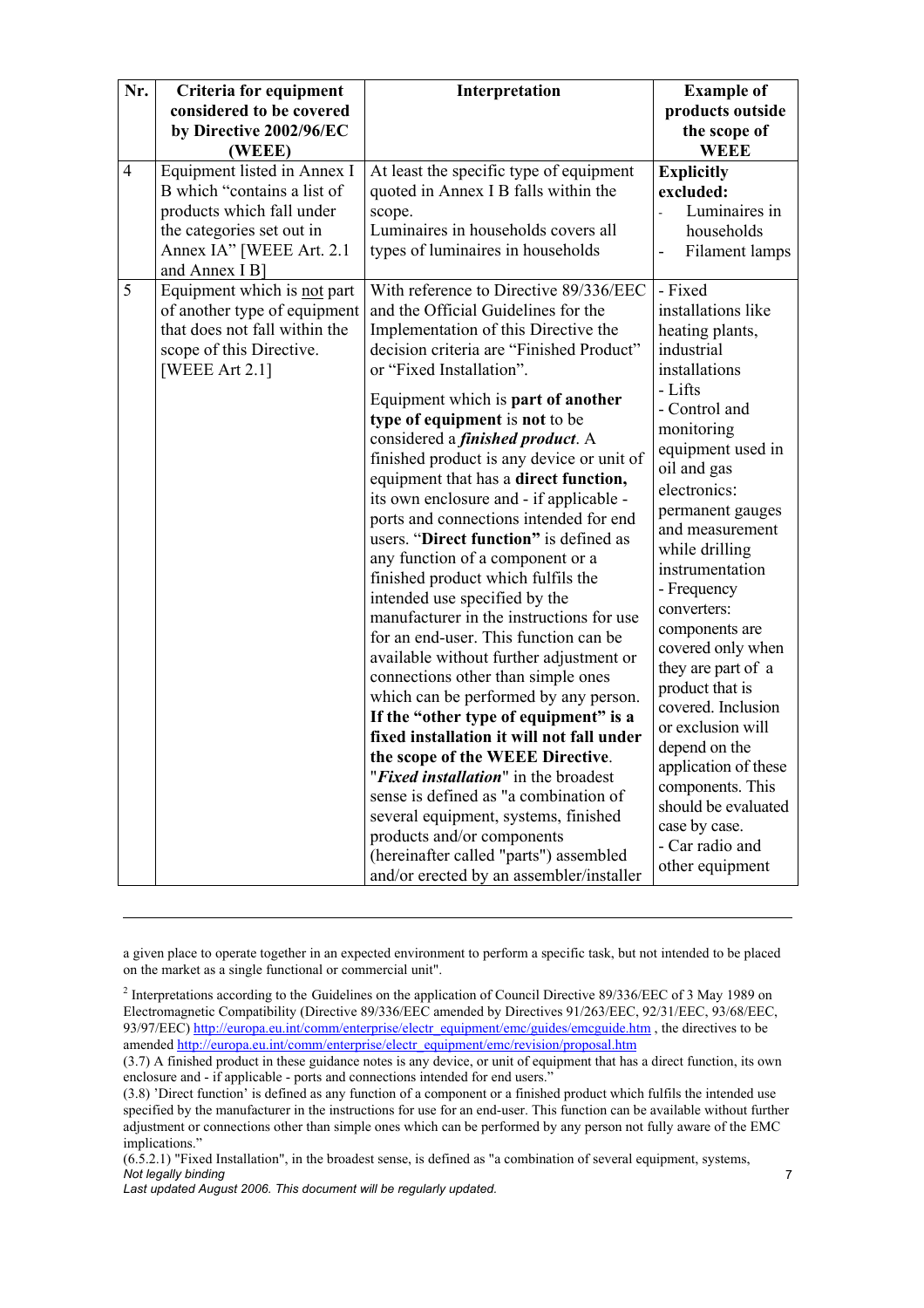| Nr. | Criteria for equipment considered to be covered by Directive 2002/96/EC (WEEE) | Interpretation | Example of products outside the scope of WEEE |
|---|---|---|---|
| 4 | Equipment listed in Annex I B which "contains a list of products which fall under the categories set out in Annex IA" [WEEE Art. 2.1 and Annex I B] | At least the specific type of equipment quoted in Annex I B falls within the scope.<br>Luminaires in households covers all types of luminaires in households | **Explicitly excluded:**<br>- Luminaires in households<br>- Filament lamps |
| 5 | Equipment which is not part of another type of equipment that does not fall within the scope of this Directive. [WEEE Art 2.1] | With reference to Directive 89/336/EEC and the Official Guidelines for the Implementation of this Directive the decision criteria are "Finished Product" or "Fixed Installation".<br>Equipment which is **part of another type of equipment** is **not** to be considered a ***finished product***. A finished product is any device or unit of equipment that has a **direct function,** its own enclosure and - if applicable - ports and connections intended for end users. "**Direct function"** is defined as any function of a component or a finished product which fulfils the intended use specified by the manufacturer in the instructions for use for an end-user. This function can be available without further adjustment or connections other than simple ones which can be performed by any person. **If the "other type of equipment" is a fixed installation it will not fall under the scope of the WEEE Directive**. "***Fixed installation***" in the broadest sense is defined as "a combination of several equipment, systems, finished products and/or components (hereinafter called "parts") assembled and/or erected by an assembler/installer | - Fixed installations like heating plants, industrial installations<br>- Lifts<br>- Control and monitoring equipment used in oil and gas electronics: permanent gauges and measurement while drilling instrumentation<br>- Frequency converters: components are covered only when they are part of a product that is covered. Inclusion or exclusion will depend on the application of these components. This should be evaluated case by case.<br>- Car radio and other equipment |

---

a given place to operate together in an expected environment to perform a specific task, but not intended to be placed on the market as a single functional or commercial unit".

[2] Interpretations according to the Guidelines on the application of Council Directive 89/336/EEC of 3 May 1989 on Electromagnetic Compatibility (Directive 89/336/EEC amended by Directives 91/263/EEC, 92/31/EEC, 93/68/EEC, 93/97/EEC) http://europa.eu.int/comm/enterprise/electr_equipment/emc/guides/emcguide.htm , the directives to be amended http://europa.eu.int/comm/enterprise/electr_equipment/emc/revision/proposal.htm

(3.7) A finished product in these guidance notes is any device, or unit of equipment that has a direct function, its own enclosure and - if applicable - ports and connections intended for end users."

(3.8) 'Direct function' is defined as any function of a component or a finished product which fulfils the intended use specified by the manufacturer in the instructions for use for an end-user. This function can be available without further adjustment or connections other than simple ones which can be performed by any person not fully aware of the EMC implications."

(6.5.2.1) "Fixed Installation", in the broadest sense, is defined as "a combination of several equipment, systems,

*Not legally binding*

*Last updated August 2006. This document will be regularly updated.*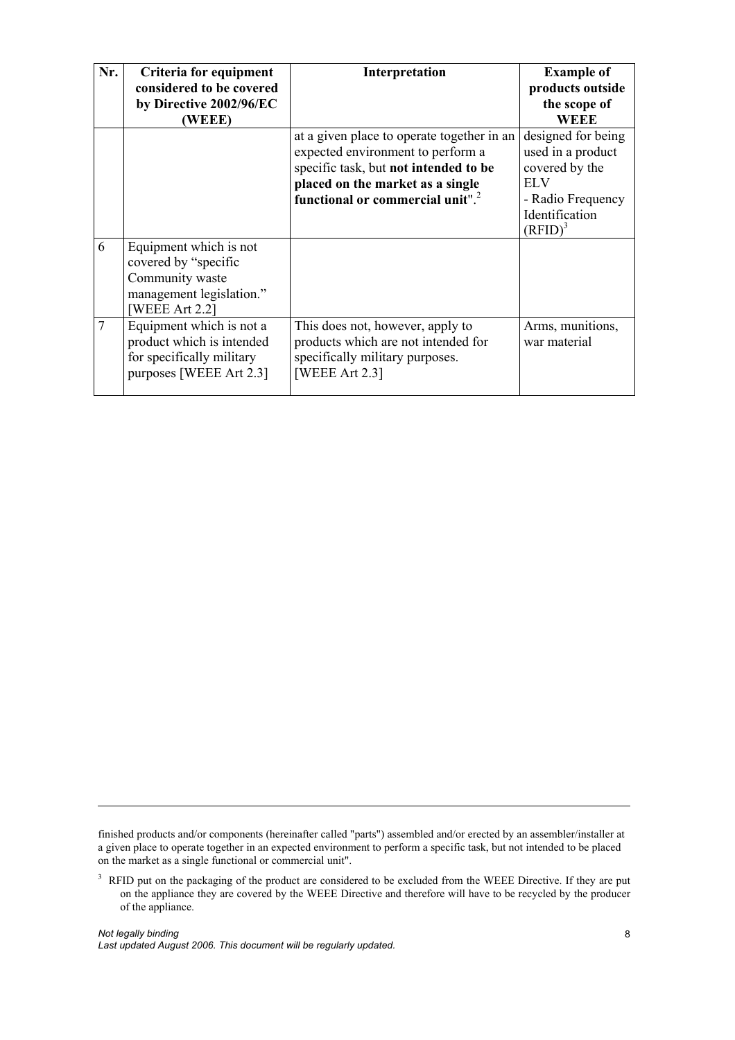| Nr. | Criteria for equipment considered to be covered by Directive 2002/96/EC (WEEE) | Interpretation | Example of products outside the scope of WEEE |
|---|---|---|---|
| | | at a given place to operate together in an expected environment to perform a specific task, but **not intended to be placed on the market as a single functional or commercial unit**".[2] | designed for being used in a product covered by the ELV<br>- Radio Frequency Identification (RFID)[3] |
| 6 | Equipment which is not covered by "specific Community waste management legislation." [WEEE Art 2.2] | | |
| 7 | Equipment which is not a product which is intended for specifically military purposes [WEEE Art 2.3] | This does not, however, apply to products which are not intended for specifically military purposes. [WEEE Art 2.3] | Arms, munitions, war material |

---

finished products and/or components (hereinafter called "parts") assembled and/or erected by an assembler/installer at a given place to operate together in an expected environment to perform a specific task, but not intended to be placed on the market as a single functional or commercial unit".

[3] RFID put on the packaging of the product are considered to be excluded from the WEEE Directive. If they are put on the appliance they are covered by the WEEE Directive and therefore will have to be recycled by the producer of the appliance.

*Not legally binding*
*Last updated August 2006. This document will be regularly updated.*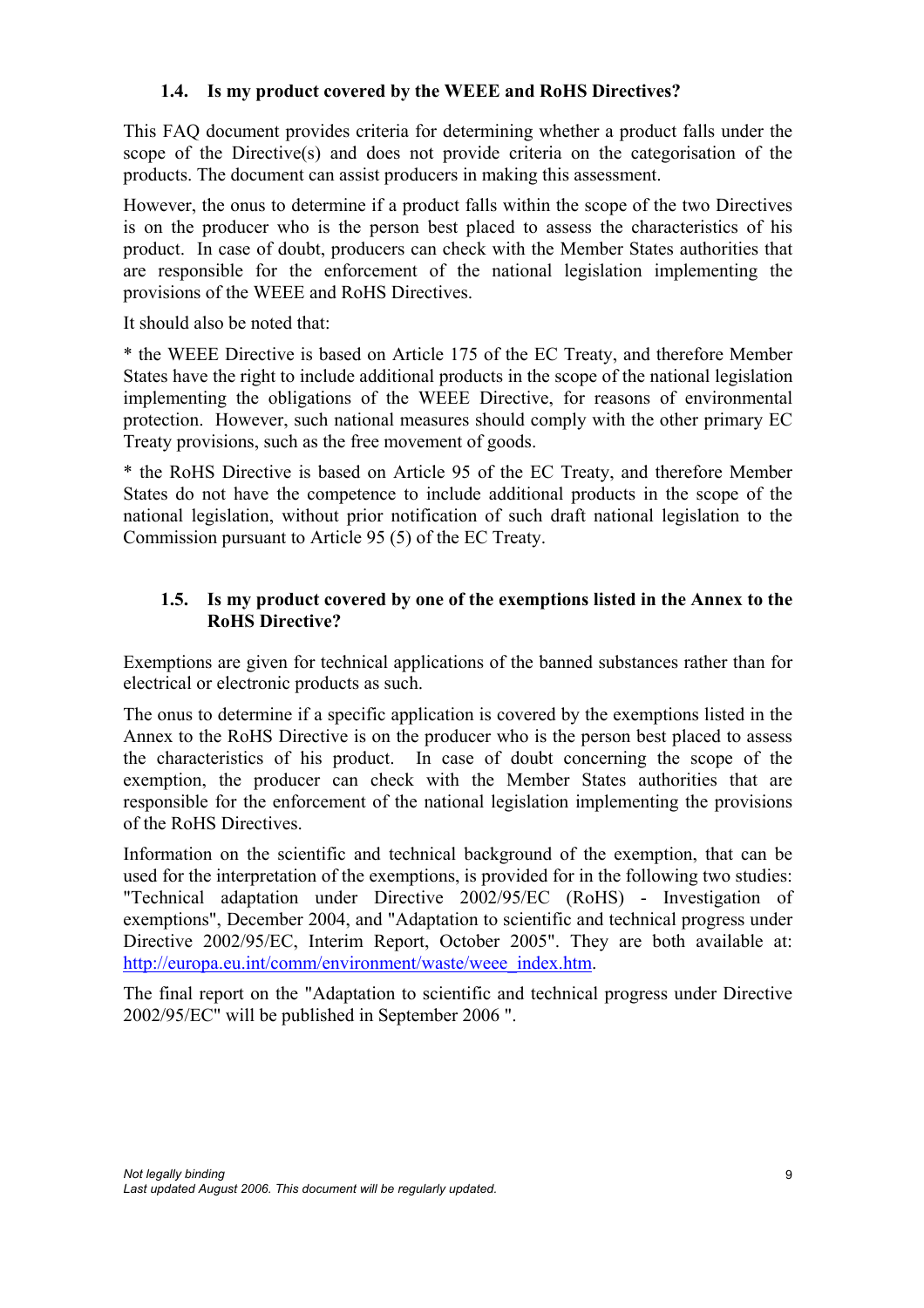### 1.4. Is my product covered by the WEEE and RoHS Directives?

This FAQ document provides criteria for determining whether a product falls under the scope of the Directive(s) and does not provide criteria on the categorisation of the products. The document can assist producers in making this assessment.

However, the onus to determine if a product falls within the scope of the two Directives is on the producer who is the person best placed to assess the characteristics of his product. In case of doubt, producers can check with the Member States authorities that are responsible for the enforcement of the national legislation implementing the provisions of the WEEE and RoHS Directives.

It should also be noted that:

* the WEEE Directive is based on Article 175 of the EC Treaty, and therefore Member States have the right to include additional products in the scope of the national legislation implementing the obligations of the WEEE Directive, for reasons of environmental protection. However, such national measures should comply with the other primary EC Treaty provisions, such as the free movement of goods.

* the RoHS Directive is based on Article 95 of the EC Treaty, and therefore Member States do not have the competence to include additional products in the scope of the national legislation, without prior notification of such draft national legislation to the Commission pursuant to Article 95 (5) of the EC Treaty.

### 1.5. Is my product covered by one of the exemptions listed in the Annex to the RoHS Directive?

Exemptions are given for technical applications of the banned substances rather than for electrical or electronic products as such.

The onus to determine if a specific application is covered by the exemptions listed in the Annex to the RoHS Directive is on the producer who is the person best placed to assess the characteristics of his product. In case of doubt concerning the scope of the exemption, the producer can check with the Member States authorities that are responsible for the enforcement of the national legislation implementing the provisions of the RoHS Directives.

Information on the scientific and technical background of the exemption, that can be used for the interpretation of the exemptions, is provided for in the following two studies: "Technical adaptation under Directive 2002/95/EC (RoHS) - Investigation of exemptions", December 2004, and "Adaptation to scientific and technical progress under Directive 2002/95/EC, Interim Report, October 2005". They are both available at: http://europa.eu.int/comm/environment/waste/weee_index.htm.

The final report on the "Adaptation to scientific and technical progress under Directive 2002/95/EC" will be published in September 2006 ".

*Not legally binding*
*Last updated August 2006. This document will be regularly updated.*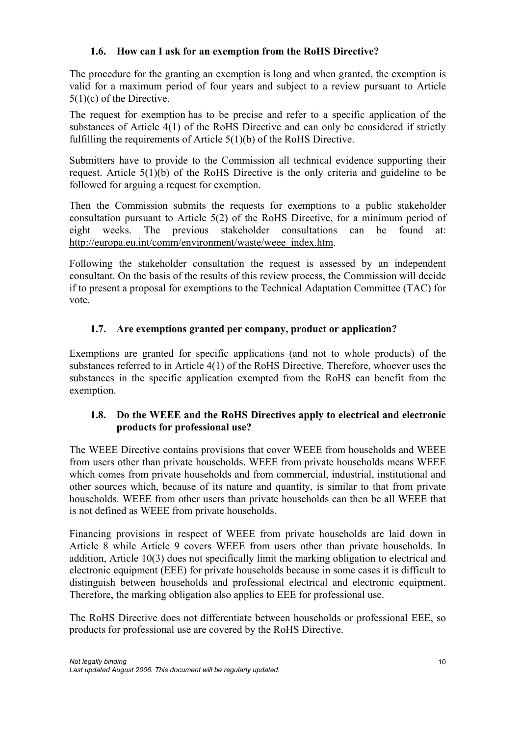### 1.6. How can I ask for an exemption from the RoHS Directive?

The procedure for the granting an exemption is long and when granted, the exemption is valid for a maximum period of four years and subject to a review pursuant to Article 5(1)(c) of the Directive.

The request for exemption has to be precise and refer to a specific application of the substances of Article 4(1) of the RoHS Directive and can only be considered if strictly fulfilling the requirements of Article 5(1)(b) of the RoHS Directive.

Submitters have to provide to the Commission all technical evidence supporting their request. Article 5(1)(b) of the RoHS Directive is the only criteria and guideline to be followed for arguing a request for exemption.

Then the Commission submits the requests for exemptions to a public stakeholder consultation pursuant to Article 5(2) of the RoHS Directive, for a minimum period of eight weeks. The previous stakeholder consultations can be found at: http://europa.eu.int/comm/environment/waste/weee_index.htm.

Following the stakeholder consultation the request is assessed by an independent consultant. On the basis of the results of this review process, the Commission will decide if to present a proposal for exemptions to the Technical Adaptation Committee (TAC) for vote.

### 1.7. Are exemptions granted per company, product or application?

Exemptions are granted for specific applications (and not to whole products) of the substances referred to in Article 4(1) of the RoHS Directive. Therefore, whoever uses the substances in the specific application exempted from the RoHS can benefit from the exemption.

### 1.8. Do the WEEE and the RoHS Directives apply to electrical and electronic products for professional use?

The WEEE Directive contains provisions that cover WEEE from households and WEEE from users other than private households. WEEE from private households means WEEE which comes from private households and from commercial, industrial, institutional and other sources which, because of its nature and quantity, is similar to that from private households. WEEE from other users than private households can then be all WEEE that is not defined as WEEE from private households.

Financing provisions in respect of WEEE from private households are laid down in Article 8 while Article 9 covers WEEE from users other than private households. In addition, Article 10(3) does not specifically limit the marking obligation to electrical and electronic equipment (EEE) for private households because in some cases it is difficult to distinguish between households and professional electrical and electronic equipment. Therefore, the marking obligation also applies to EEE for professional use.

The RoHS Directive does not differentiate between households or professional EEE, so products for professional use are covered by the RoHS Directive.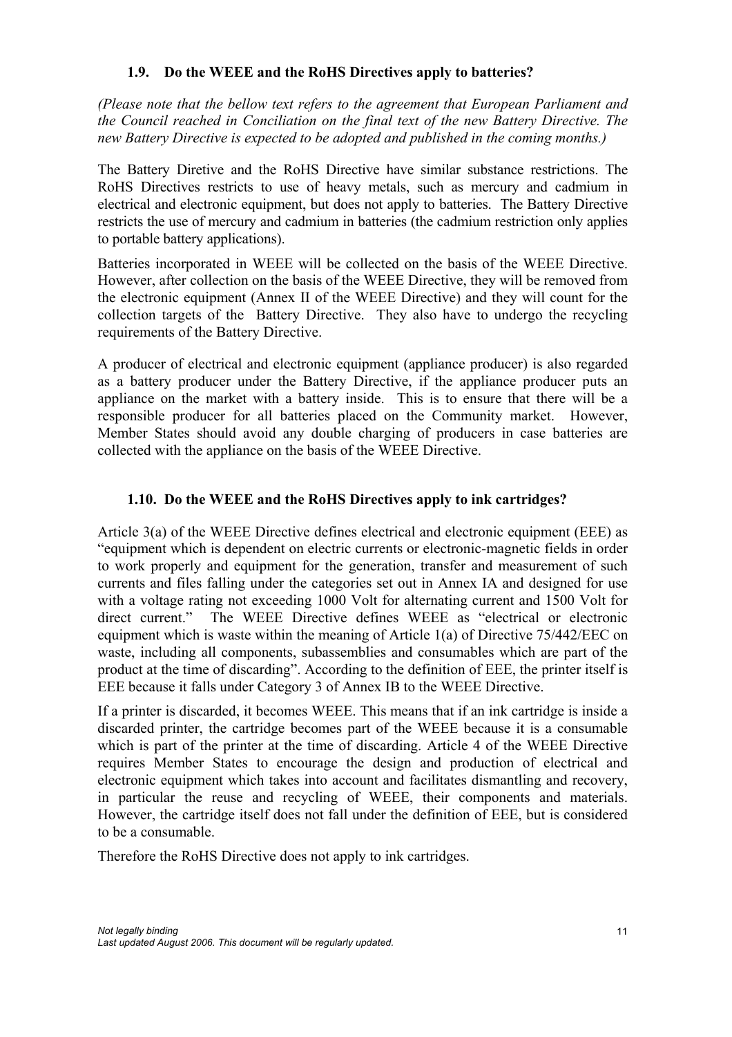### 1.9. Do the WEEE and the RoHS Directives apply to batteries?

*(Please note that the bellow text refers to the agreement that European Parliament and the Council reached in Conciliation on the final text of the new Battery Directive. The new Battery Directive is expected to be adopted and published in the coming months.)*

The Battery Diretive and the RoHS Directive have similar substance restrictions. The RoHS Directives restricts to use of heavy metals, such as mercury and cadmium in electrical and electronic equipment, but does not apply to batteries. The Battery Directive restricts the use of mercury and cadmium in batteries (the cadmium restriction only applies to portable battery applications).

Batteries incorporated in WEEE will be collected on the basis of the WEEE Directive. However, after collection on the basis of the WEEE Directive, they will be removed from the electronic equipment (Annex II of the WEEE Directive) and they will count for the collection targets of the Battery Directive. They also have to undergo the recycling requirements of the Battery Directive.

A producer of electrical and electronic equipment (appliance producer) is also regarded as a battery producer under the Battery Directive, if the appliance producer puts an appliance on the market with a battery inside. This is to ensure that there will be a responsible producer for all batteries placed on the Community market. However, Member States should avoid any double charging of producers in case batteries are collected with the appliance on the basis of the WEEE Directive.

### 1.10. Do the WEEE and the RoHS Directives apply to ink cartridges?

Article 3(a) of the WEEE Directive defines electrical and electronic equipment (EEE) as "equipment which is dependent on electric currents or electronic-magnetic fields in order to work properly and equipment for the generation, transfer and measurement of such currents and files falling under the categories set out in Annex IA and designed for use with a voltage rating not exceeding 1000 Volt for alternating current and 1500 Volt for direct current." The WEEE Directive defines WEEE as "electrical or electronic equipment which is waste within the meaning of Article 1(a) of Directive 75/442/EEC on waste, including all components, subassemblies and consumables which are part of the product at the time of discarding". According to the definition of EEE, the printer itself is EEE because it falls under Category 3 of Annex IB to the WEEE Directive.

If a printer is discarded, it becomes WEEE. This means that if an ink cartridge is inside a discarded printer, the cartridge becomes part of the WEEE because it is a consumable which is part of the printer at the time of discarding. Article 4 of the WEEE Directive requires Member States to encourage the design and production of electrical and electronic equipment which takes into account and facilitates dismantling and recovery, in particular the reuse and recycling of WEEE, their components and materials. However, the cartridge itself does not fall under the definition of EEE, but is considered to be a consumable.

Therefore the RoHS Directive does not apply to ink cartridges.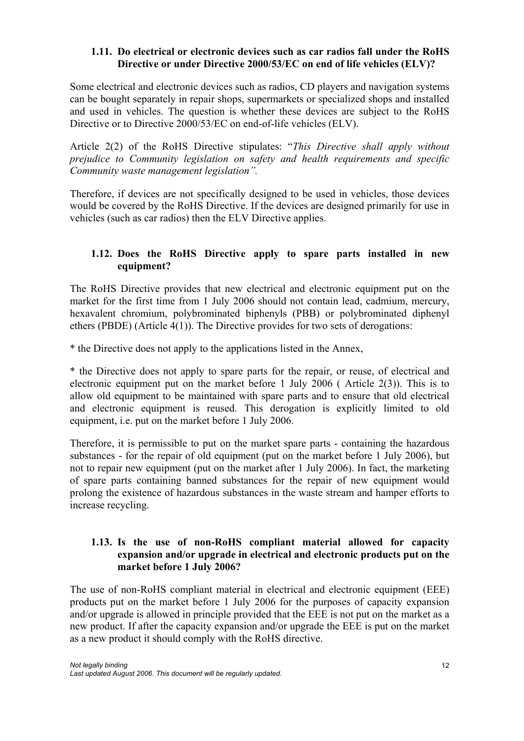### 1.11. Do electrical or electronic devices such as car radios fall under the RoHS Directive or under Directive 2000/53/EC on end of life vehicles (ELV)?

Some electrical and electronic devices such as radios, CD players and navigation systems can be bought separately in repair shops, supermarkets or specialized shops and installed and used in vehicles. The question is whether these devices are subject to the RoHS Directive or to Directive 2000/53/EC on end-of-life vehicles (ELV).

Article 2(2) of the RoHS Directive stipulates: "*This Directive shall apply without prejudice to Community legislation on safety and health requirements and specific Community waste management legislation".*

Therefore, if devices are not specifically designed to be used in vehicles, those devices would be covered by the RoHS Directive. If the devices are designed primarily for use in vehicles (such as car radios) then the ELV Directive applies.

### 1.12. Does the RoHS Directive apply to spare parts installed in new equipment?

The RoHS Directive provides that new electrical and electronic equipment put on the market for the first time from 1 July 2006 should not contain lead, cadmium, mercury, hexavalent chromium, polybrominated biphenyls (PBB) or polybrominated diphenyl ethers (PBDE) (Article 4(1)). The Directive provides for two sets of derogations:

* the Directive does not apply to the applications listed in the Annex,

* the Directive does not apply to spare parts for the repair, or reuse, of electrical and electronic equipment put on the market before 1 July 2006 ( Article 2(3)). This is to allow old equipment to be maintained with spare parts and to ensure that old electrical and electronic equipment is reused. This derogation is explicitly limited to old equipment, i.e. put on the market before 1 July 2006.

Therefore, it is permissible to put on the market spare parts - containing the hazardous substances - for the repair of old equipment (put on the market before 1 July 2006), but not to repair new equipment (put on the market after 1 July 2006). In fact, the marketing of spare parts containing banned substances for the repair of new equipment would prolong the existence of hazardous substances in the waste stream and hamper efforts to increase recycling.

### 1.13. Is the use of non-RoHS compliant material allowed for capacity expansion and/or upgrade in electrical and electronic products put on the market before 1 July 2006?

The use of non-RoHS compliant material in electrical and electronic equipment (EEE) products put on the market before 1 July 2006 for the purposes of capacity expansion and/or upgrade is allowed in principle provided that the EEE is not put on the market as a new product. If after the capacity expansion and/or upgrade the EEE is put on the market as a new product it should comply with the RoHS directive.

*Not legally binding*
*Last updated August 2006. This document will be regularly updated.*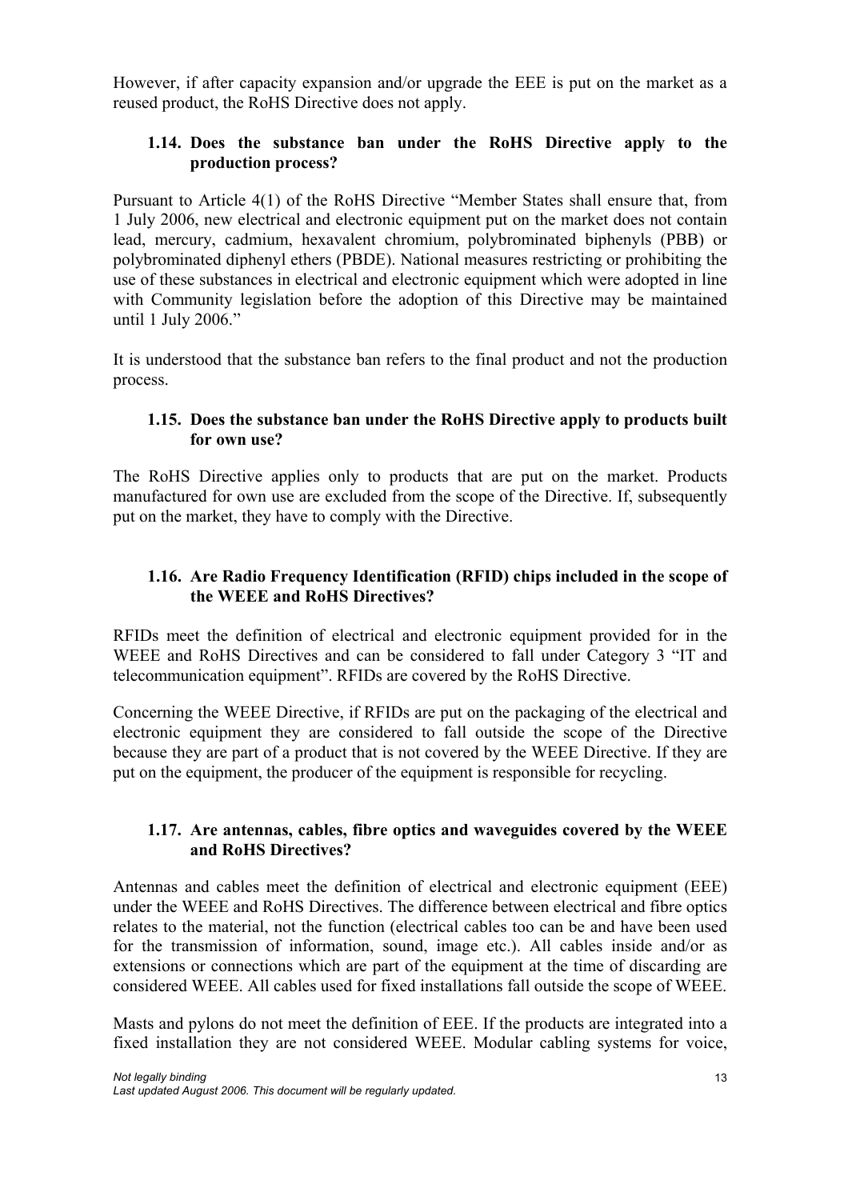However, if after capacity expansion and/or upgrade the EEE is put on the market as a reused product, the RoHS Directive does not apply.

### 1.14. Does the substance ban under the RoHS Directive apply to the production process?

Pursuant to Article 4(1) of the RoHS Directive "Member States shall ensure that, from 1 July 2006, new electrical and electronic equipment put on the market does not contain lead, mercury, cadmium, hexavalent chromium, polybrominated biphenyls (PBB) or polybrominated diphenyl ethers (PBDE). National measures restricting or prohibiting the use of these substances in electrical and electronic equipment which were adopted in line with Community legislation before the adoption of this Directive may be maintained until 1 July 2006."

It is understood that the substance ban refers to the final product and not the production process.

### 1.15. Does the substance ban under the RoHS Directive apply to products built for own use?

The RoHS Directive applies only to products that are put on the market. Products manufactured for own use are excluded from the scope of the Directive. If, subsequently put on the market, they have to comply with the Directive.

### 1.16. Are Radio Frequency Identification (RFID) chips included in the scope of the WEEE and RoHS Directives?

RFIDs meet the definition of electrical and electronic equipment provided for in the WEEE and RoHS Directives and can be considered to fall under Category 3 "IT and telecommunication equipment". RFIDs are covered by the RoHS Directive.

Concerning the WEEE Directive, if RFIDs are put on the packaging of the electrical and electronic equipment they are considered to fall outside the scope of the Directive because they are part of a product that is not covered by the WEEE Directive. If they are put on the equipment, the producer of the equipment is responsible for recycling.

### 1.17. Are antennas, cables, fibre optics and waveguides covered by the WEEE and RoHS Directives?

Antennas and cables meet the definition of electrical and electronic equipment (EEE) under the WEEE and RoHS Directives. The difference between electrical and fibre optics relates to the material, not the function (electrical cables too can be and have been used for the transmission of information, sound, image etc.). All cables inside and/or as extensions or connections which are part of the equipment at the time of discarding are considered WEEE. All cables used for fixed installations fall outside the scope of WEEE.

Masts and pylons do not meet the definition of EEE. If the products are integrated into a fixed installation they are not considered WEEE. Modular cabling systems for voice,

*Not legally binding*
*Last updated August 2006. This document will be regularly updated.*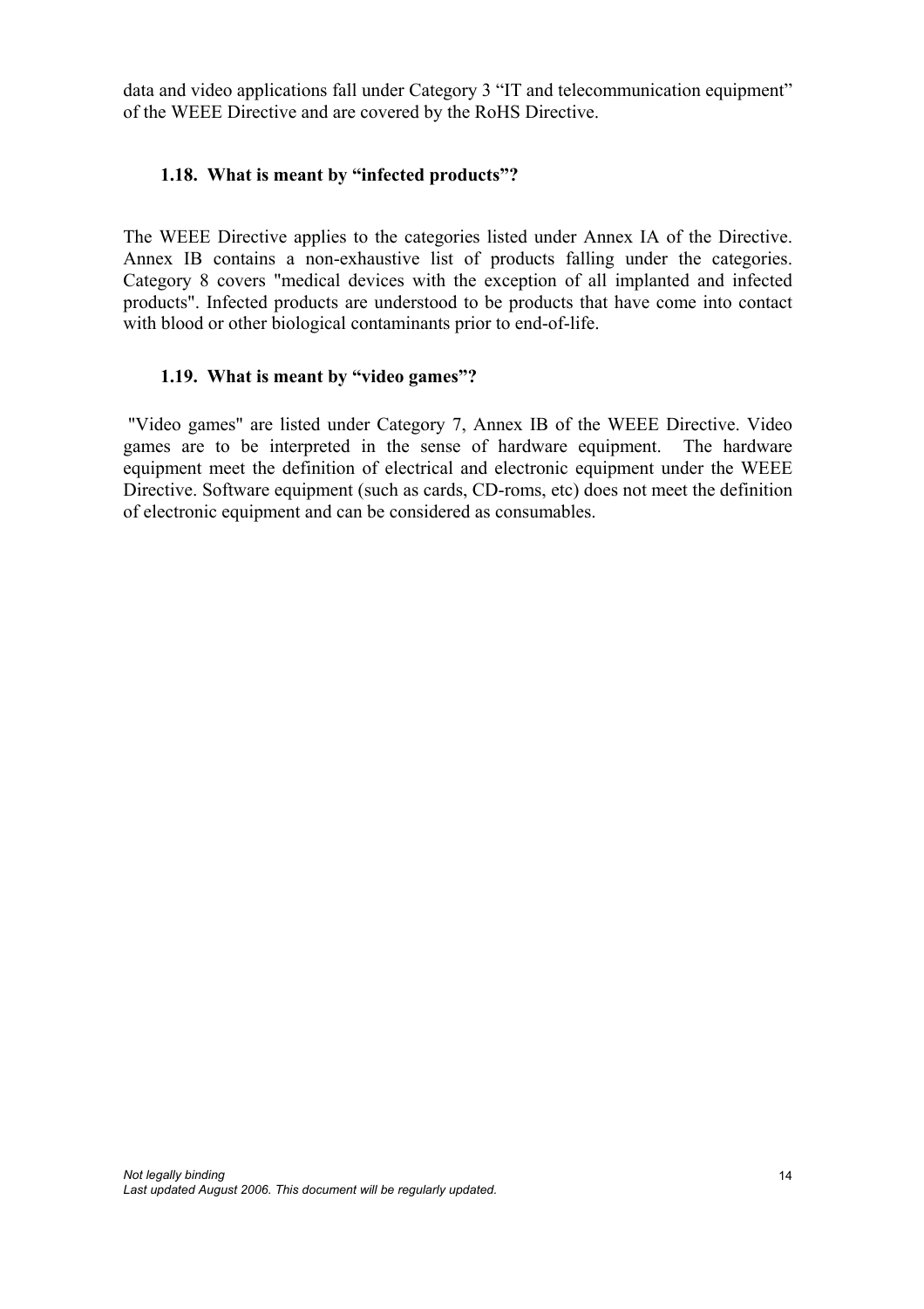data and video applications fall under Category 3 "IT and telecommunication equipment" of the WEEE Directive and are covered by the RoHS Directive.

### 1.18. What is meant by "infected products"?

The WEEE Directive applies to the categories listed under Annex IA of the Directive. Annex IB contains a non-exhaustive list of products falling under the categories. Category 8 covers "medical devices with the exception of all implanted and infected products". Infected products are understood to be products that have come into contact with blood or other biological contaminants prior to end-of-life.

### 1.19. What is meant by "video games"?

"Video games" are listed under Category 7, Annex IB of the WEEE Directive. Video games are to be interpreted in the sense of hardware equipment. The hardware equipment meet the definition of electrical and electronic equipment under the WEEE Directive. Software equipment (such as cards, CD-roms, etc) does not meet the definition of electronic equipment and can be considered as consumables.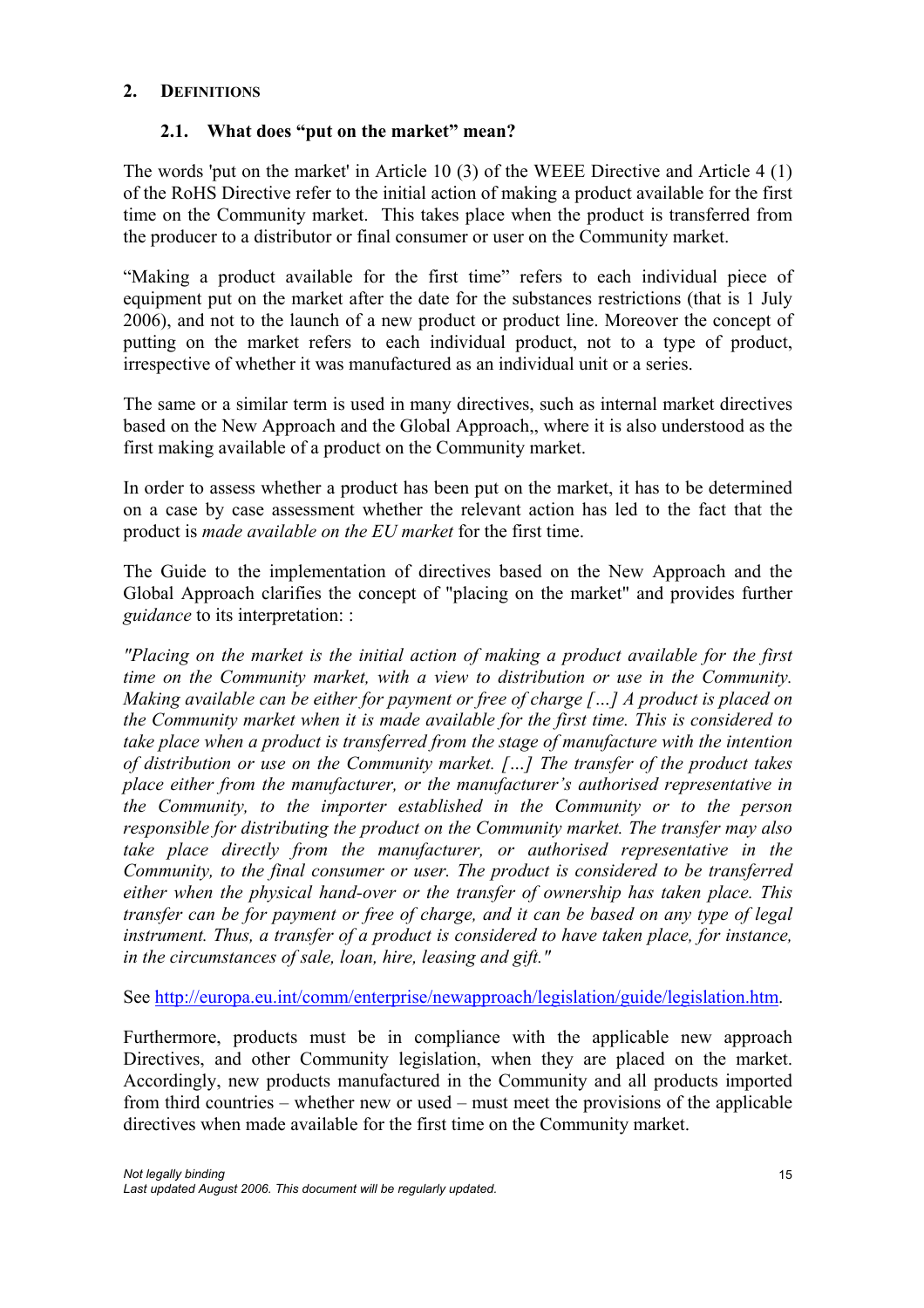## 2. DEFINITIONS

### 2.1. What does "put on the market" mean?

The words 'put on the market' in Article 10 (3) of the WEEE Directive and Article 4 (1) of the RoHS Directive refer to the initial action of making a product available for the first time on the Community market. This takes place when the product is transferred from the producer to a distributor or final consumer or user on the Community market.

"Making a product available for the first time" refers to each individual piece of equipment put on the market after the date for the substances restrictions (that is 1 July 2006), and not to the launch of a new product or product line. Moreover the concept of putting on the market refers to each individual product, not to a type of product, irrespective of whether it was manufactured as an individual unit or a series.

The same or a similar term is used in many directives, such as internal market directives based on the New Approach and the Global Approach,, where it is also understood as the first making available of a product on the Community market.

In order to assess whether a product has been put on the market, it has to be determined on a case by case assessment whether the relevant action has led to the fact that the product is *made available on the EU market* for the first time.

The Guide to the implementation of directives based on the New Approach and the Global Approach clarifies the concept of "placing on the market" and provides further *guidance* to its interpretation: :

*"Placing on the market is the initial action of making a product available for the first time on the Community market, with a view to distribution or use in the Community. Making available can be either for payment or free of charge […] A product is placed on the Community market when it is made available for the first time. This is considered to take place when a product is transferred from the stage of manufacture with the intention of distribution or use on the Community market. […] The transfer of the product takes place either from the manufacturer, or the manufacturer's authorised representative in the Community, to the importer established in the Community or to the person responsible for distributing the product on the Community market. The transfer may also take place directly from the manufacturer, or authorised representative in the Community, to the final consumer or user. The product is considered to be transferred either when the physical hand-over or the transfer of ownership has taken place. This transfer can be for payment or free of charge, and it can be based on any type of legal instrument. Thus, a transfer of a product is considered to have taken place, for instance, in the circumstances of sale, loan, hire, leasing and gift."*

See http://europa.eu.int/comm/enterprise/newapproach/legislation/guide/legislation.htm.

Furthermore, products must be in compliance with the applicable new approach Directives, and other Community legislation, when they are placed on the market. Accordingly, new products manufactured in the Community and all products imported from third countries – whether new or used – must meet the provisions of the applicable directives when made available for the first time on the Community market.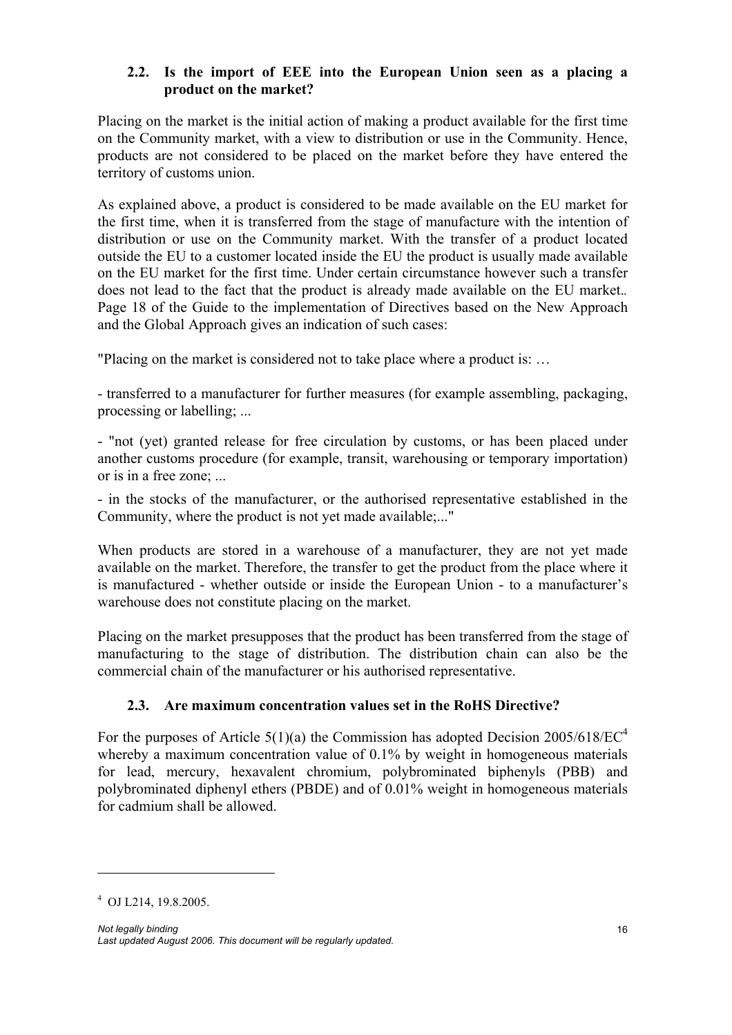## 2.2. Is the import of EEE into the European Union seen as a placing a product on the market?

Placing on the market is the initial action of making a product available for the first time on the Community market, with a view to distribution or use in the Community. Hence, products are not considered to be placed on the market before they have entered the territory of customs union.

As explained above, a product is considered to be made available on the EU market for the first time, when it is transferred from the stage of manufacture with the intention of distribution or use on the Community market. With the transfer of a product located outside the EU to a customer located inside the EU the product is usually made available on the EU market for the first time. Under certain circumstance however such a transfer does not lead to the fact that the product is already made available on the EU market.. Page 18 of the Guide to the implementation of Directives based on the New Approach and the Global Approach gives an indication of such cases:

"Placing on the market is considered not to take place where a product is: …

- transferred to a manufacturer for further measures (for example assembling, packaging, processing or labelling; ...

- "not (yet) granted release for free circulation by customs, or has been placed under another customs procedure (for example, transit, warehousing or temporary importation) or is in a free zone; ...

- in the stocks of the manufacturer, or the authorised representative established in the Community, where the product is not yet made available;..."

When products are stored in a warehouse of a manufacturer, they are not yet made available on the market. Therefore, the transfer to get the product from the place where it is manufactured - whether outside or inside the European Union - to a manufacturer's warehouse does not constitute placing on the market.

Placing on the market presupposes that the product has been transferred from the stage of manufacturing to the stage of distribution. The distribution chain can also be the commercial chain of the manufacturer or his authorised representative.

## 2.3. Are maximum concentration values set in the RoHS Directive?

For the purposes of Article 5(1)(a) the Commission has adopted Decision 2005/618/EC[4] whereby a maximum concentration value of 0.1% by weight in homogeneous materials for lead, mercury, hexavalent chromium, polybrominated biphenyls (PBB) and polybrominated diphenyl ethers (PBDE) and of 0.01% weight in homogeneous materials for cadmium shall be allowed.

---

[4] OJ L214, 19.8.2005.

*Not legally binding*
*Last updated August 2006. This document will be regularly updated.*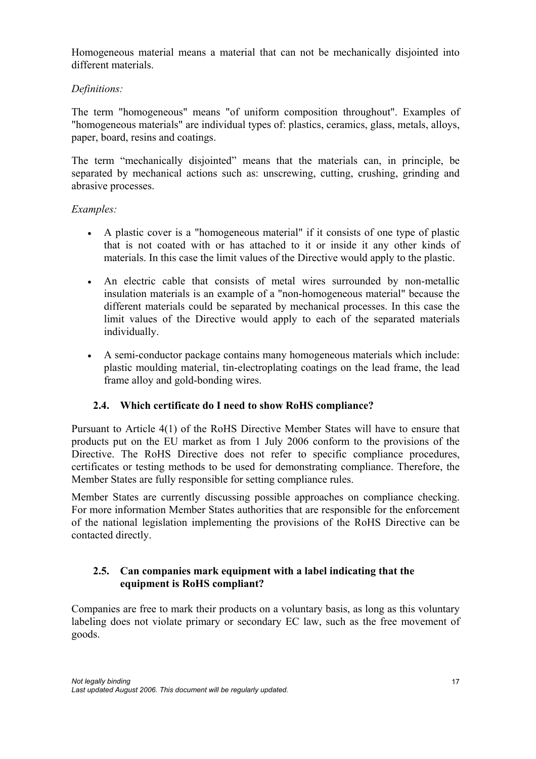Homogeneous material means a material that can not be mechanically disjointed into different materials.

*Definitions:*

The term "homogeneous" means "of uniform composition throughout". Examples of "homogeneous materials" are individual types of: plastics, ceramics, glass, metals, alloys, paper, board, resins and coatings.

The term "mechanically disjointed" means that the materials can, in principle, be separated by mechanical actions such as: unscrewing, cutting, crushing, grinding and abrasive processes.

*Examples:*

- A plastic cover is a "homogeneous material" if it consists of one type of plastic that is not coated with or has attached to it or inside it any other kinds of materials. In this case the limit values of the Directive would apply to the plastic.
- An electric cable that consists of metal wires surrounded by non-metallic insulation materials is an example of a "non-homogeneous material" because the different materials could be separated by mechanical processes. In this case the limit values of the Directive would apply to each of the separated materials individually.
- A semi-conductor package contains many homogeneous materials which include: plastic moulding material, tin-electroplating coatings on the lead frame, the lead frame alloy and gold-bonding wires.

### 2.4. Which certificate do I need to show RoHS compliance?

Pursuant to Article 4(1) of the RoHS Directive Member States will have to ensure that products put on the EU market as from 1 July 2006 conform to the provisions of the Directive. The RoHS Directive does not refer to specific compliance procedures, certificates or testing methods to be used for demonstrating compliance. Therefore, the Member States are fully responsible for setting compliance rules.

Member States are currently discussing possible approaches on compliance checking. For more information Member States authorities that are responsible for the enforcement of the national legislation implementing the provisions of the RoHS Directive can be contacted directly.

### 2.5. Can companies mark equipment with a label indicating that the equipment is RoHS compliant?

Companies are free to mark their products on a voluntary basis, as long as this voluntary labeling does not violate primary or secondary EC law, such as the free movement of goods.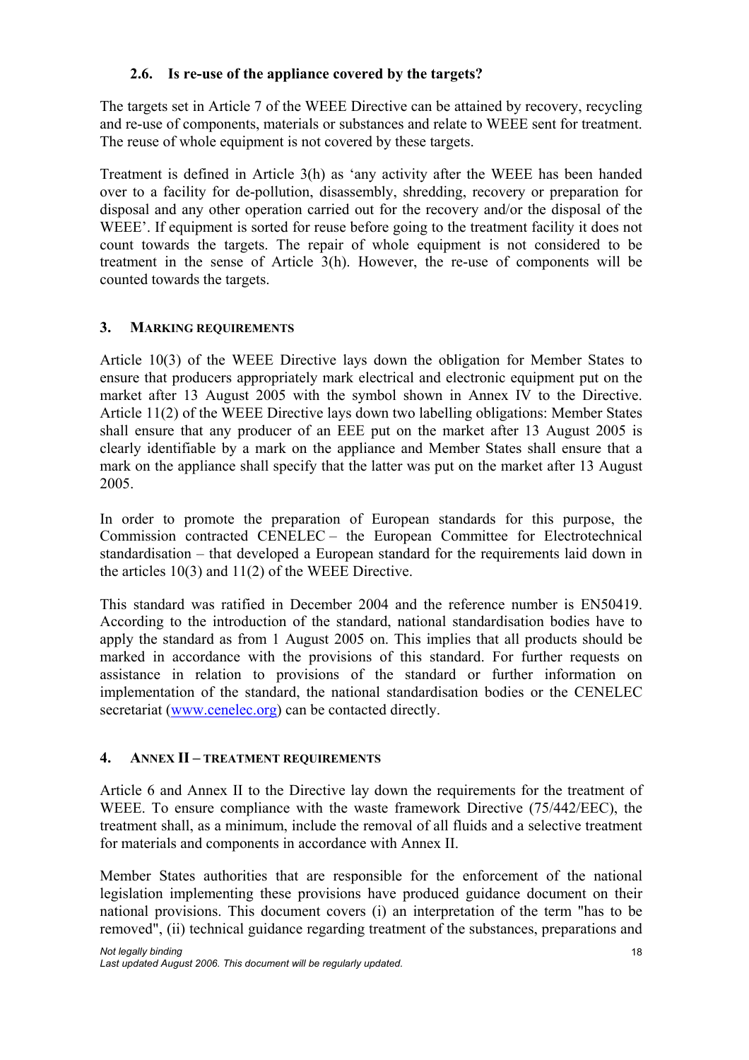### 2.6. Is re-use of the appliance covered by the targets?

The targets set in Article 7 of the WEEE Directive can be attained by recovery, recycling and re-use of components, materials or substances and relate to WEEE sent for treatment. The reuse of whole equipment is not covered by these targets.

Treatment is defined in Article 3(h) as 'any activity after the WEEE has been handed over to a facility for de-pollution, disassembly, shredding, recovery or preparation for disposal and any other operation carried out for the recovery and/or the disposal of the WEEE'. If equipment is sorted for reuse before going to the treatment facility it does not count towards the targets. The repair of whole equipment is not considered to be treatment in the sense of Article 3(h). However, the re-use of components will be counted towards the targets.

## 3. MARKING REQUIREMENTS

Article 10(3) of the WEEE Directive lays down the obligation for Member States to ensure that producers appropriately mark electrical and electronic equipment put on the market after 13 August 2005 with the symbol shown in Annex IV to the Directive. Article 11(2) of the WEEE Directive lays down two labelling obligations: Member States shall ensure that any producer of an EEE put on the market after 13 August 2005 is clearly identifiable by a mark on the appliance and Member States shall ensure that a mark on the appliance shall specify that the latter was put on the market after 13 August 2005.

In order to promote the preparation of European standards for this purpose, the Commission contracted CENELEC – the European Committee for Electrotechnical standardisation – that developed a European standard for the requirements laid down in the articles 10(3) and 11(2) of the WEEE Directive.

This standard was ratified in December 2004 and the reference number is EN50419. According to the introduction of the standard, national standardisation bodies have to apply the standard as from 1 August 2005 on. This implies that all products should be marked in accordance with the provisions of this standard. For further requests on assistance in relation to provisions of the standard or further information on implementation of the standard, the national standardisation bodies or the CENELEC secretariat (www.cenelec.org) can be contacted directly.

## 4. ANNEX II – TREATMENT REQUIREMENTS

Article 6 and Annex II to the Directive lay down the requirements for the treatment of WEEE. To ensure compliance with the waste framework Directive (75/442/EEC), the treatment shall, as a minimum, include the removal of all fluids and a selective treatment for materials and components in accordance with Annex II.

Member States authorities that are responsible for the enforcement of the national legislation implementing these provisions have produced guidance document on their national provisions. This document covers (i) an interpretation of the term "has to be removed", (ii) technical guidance regarding treatment of the substances, preparations and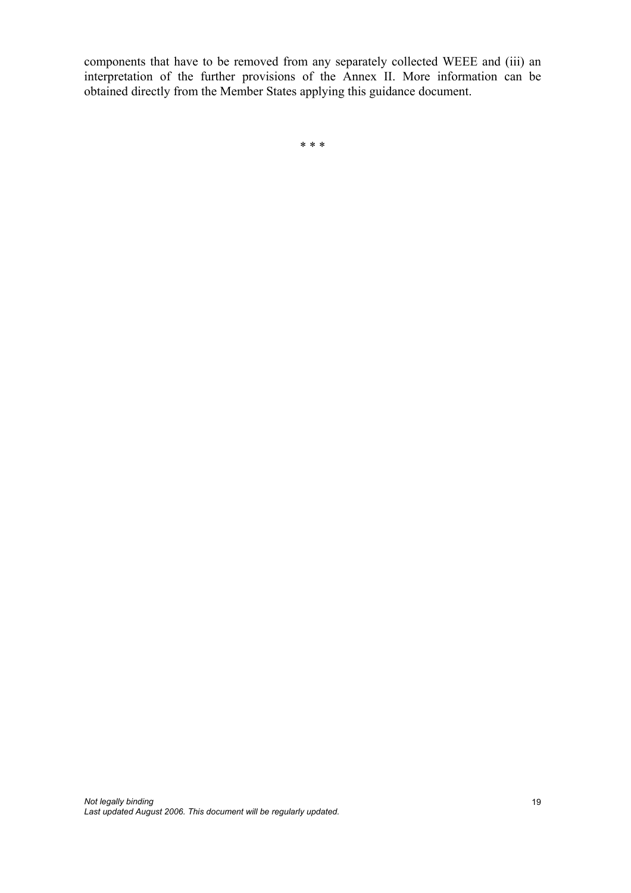components that have to be removed from any separately collected WEEE and (iii) an interpretation of the further provisions of the Annex II. More information can be obtained directly from the Member States applying this guidance document.

* * *